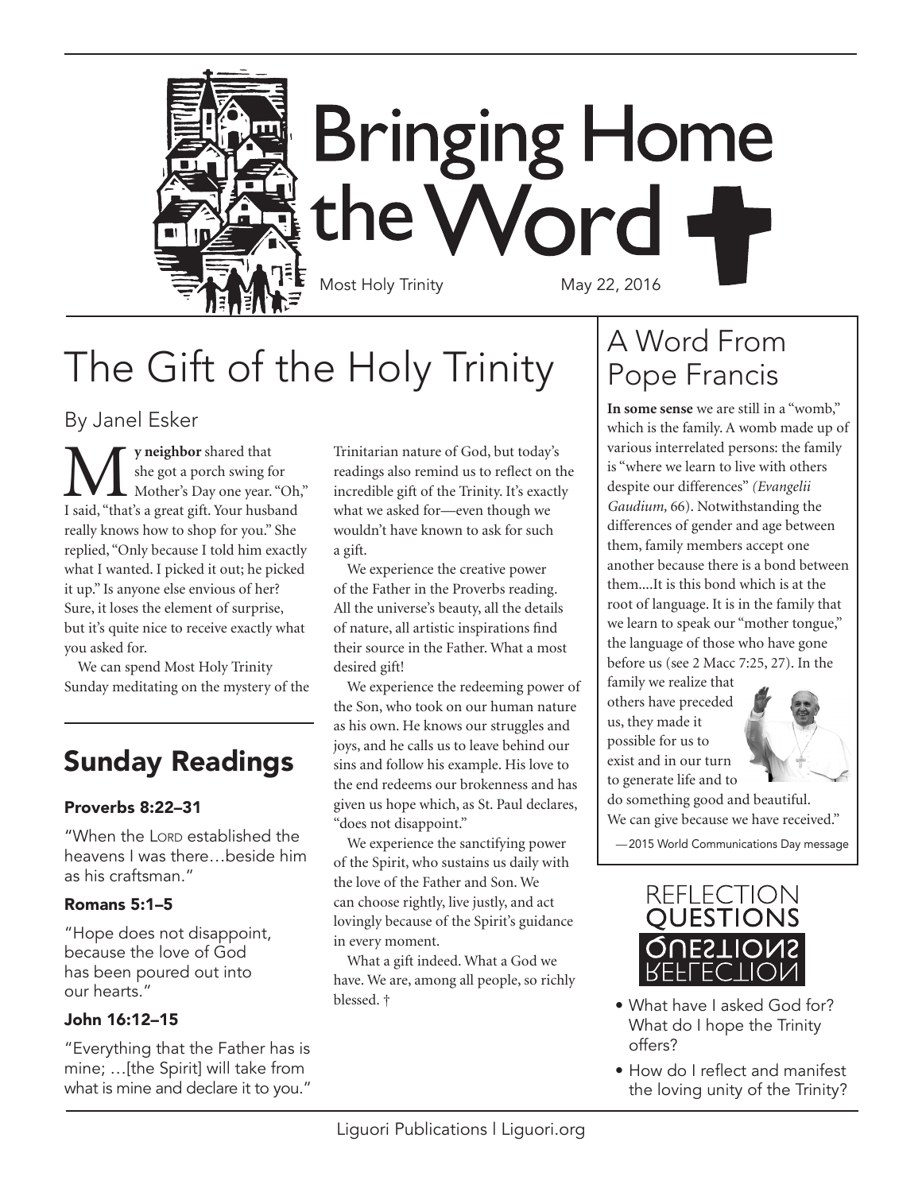# Bringing Home the Word

Most Holy Trinity May 22, 2016

## The Gift of the Holy Trinity

By Janel Esker

**My neighbor** shared that she got a porch swing for Mother's Day one year. "Oh," I said, "that's a great gift. Your husband really knows how to shop for you." She replied, "Only because I told him exactly what I wanted. I picked it out; he picked it up." Is anyone else envious of her? Sure, it loses the element of surprise, but it's quite nice to receive exactly what you asked for.

We can spend Most Holy Trinity Sunday meditating on the mystery of the Trinitarian nature of God, but today's readings also remind us to reflect on the incredible gift of the Trinity. It's exactly what we asked for—even though we wouldn't have known to ask for such a gift.

We experience the creative power of the Father in the Proverbs reading. All the universe's beauty, all the details of nature, all artistic inspirations find their source in the Father. What a most desired gift!

We experience the redeeming power of the Son, who took on our human nature as his own. He knows our struggles and joys, and he calls us to leave behind our sins and follow his example. His love to the end redeems our brokenness and has given us hope which, as St. Paul declares, "does not disappoint."

We experience the sanctifying power of the Spirit, who sustains us daily with the love of the Father and Son. We can choose rightly, live justly, and act lovingly because of the Spirit's guidance in every moment.

What a gift indeed. What a God we have. We are, among all people, so richly blessed. †

## Sunday Readings

### Proverbs 8:22–31

"When the LORD established the heavens I was there…beside him as his craftsman."

### Romans 5:1–5

"Hope does not disappoint, because the love of God has been poured out into our hearts."

### John 16:12–15

"Everything that the Father has is mine; …[the Spirit] will take from what is mine and declare it to you."

## A Word From Pope Francis

**In some sense** we are still in a "womb," which is the family. A womb made up of various interrelated persons: the family is "where we learn to live with others despite our differences" *(Evangelii Gaudium,* 66). Notwithstanding the differences of gender and age between them, family members accept one another because there is a bond between them....It is this bond which is at the root of language. It is in the family that we learn to speak our "mother tongue," the language of those who have gone before us (see 2 Macc 7:25, 27). In the family we realize that others have preceded us, they made it possible for us to exist and in our turn to generate life and to do something good and beautiful. We can give because we have received."

—2015 World Communications Day message

## Reflection Questions

- What have I asked God for? What do I hope the Trinity offers?
- How do I reflect and manifest the loving unity of the Trinity?

Liguori Publications | Liguori.org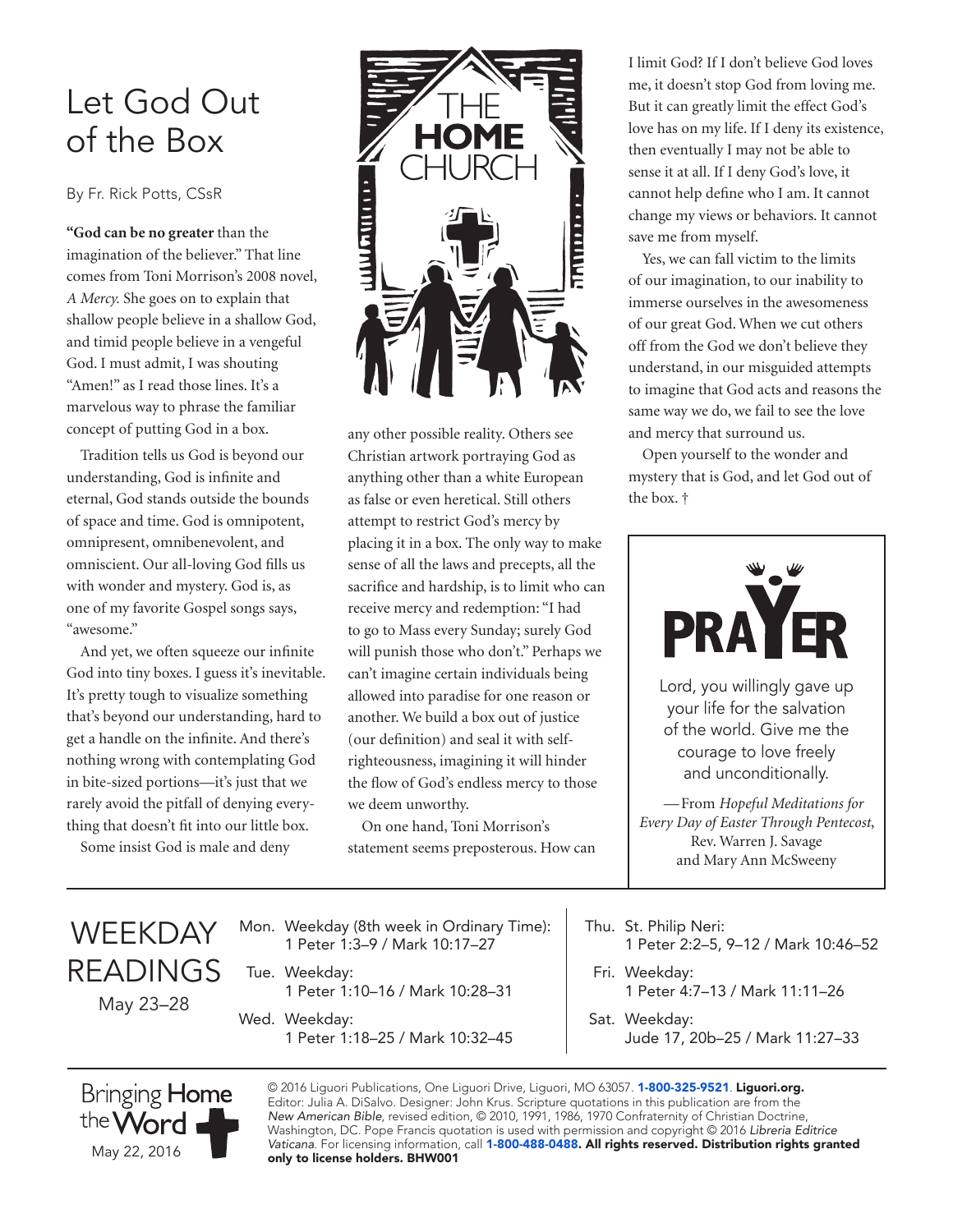# Let God Out of the Box

By Fr. Rick Potts, CSsR

**"God can be no greater** than the imagination of the believer." That line comes from Toni Morrison's 2008 novel, *A Mercy.* She goes on to explain that shallow people believe in a shallow God, and timid people believe in a vengeful God. I must admit, I was shouting "Amen!" as I read those lines. It's a marvelous way to phrase the familiar concept of putting God in a box.

Tradition tells us God is beyond our understanding, God is infinite and eternal, God stands outside the bounds of space and time. God is omnipotent, omnipresent, omnibenevolent, and omniscient. Our all-loving God fills us with wonder and mystery. God is, as one of my favorite Gospel songs says, "awesome."

And yet, we often squeeze our infinite God into tiny boxes. I guess it's inevitable. It's pretty tough to visualize something that's beyond our understanding, hard to get a handle on the infinite. And there's nothing wrong with contemplating God in bite-sized portions—it's just that we rarely avoid the pitfall of denying everything that doesn't fit into our little box.

Some insist God is male and deny any other possible reality. Others see Christian artwork portraying God as anything other than a white European as false or even heretical. Still others attempt to restrict God's mercy by placing it in a box. The only way to make sense of all the laws and precepts, all the sacrifice and hardship, is to limit who can receive mercy and redemption: "I had to go to Mass every Sunday; surely God will punish those who don't." Perhaps we can't imagine certain individuals being allowed into paradise for one reason or another. We build a box out of justice (our definition) and seal it with self-righteousness, imagining it will hinder the flow of God's endless mercy to those we deem unworthy.

On one hand, Toni Morrison's statement seems preposterous. How can I limit God? If I don't believe God loves me, it doesn't stop God from loving me. But it can greatly limit the effect God's love has on my life. If I deny its existence, then eventually I may not be able to sense it at all. If I deny God's love, it cannot help define who I am. It cannot change my views or behaviors. It cannot save me from myself.

Yes, we can fall victim to the limits of our imagination, to our inability to immerse ourselves in the awesomeness of our great God. When we cut others off from the God we don't believe they understand, in our misguided attempts to imagine that God acts and reasons the same way we do, we fail to see the love and mercy that surround us.

Open yourself to the wonder and mystery that is God, and let God out of the box. †

THE HOME CHURCH

## PRAYER

Lord, you willingly gave up your life for the salvation of the world. Give me the courage to love freely and unconditionally.

—From *Hopeful Meditations for Every Day of Easter Through Pentecost*, Rev. Warren J. Savage and Mary Ann McSweeny

## WEEKDAY READINGS

May 23–28

Mon. Weekday (8th week in Ordinary Time): 1 Peter 1:3–9 / Mark 10:17–27

Tue. Weekday: 1 Peter 1:10–16 / Mark 10:28–31

Wed. Weekday: 1 Peter 1:18–25 / Mark 10:32–45

Thu. St. Philip Neri: 1 Peter 2:2–5, 9–12 / Mark 10:46–52

Fri. Weekday: 1 Peter 4:7–13 / Mark 11:11–26

Sat. Weekday: Jude 17, 20b–25 / Mark 11:27–33

Bringing Home the Word
May 22, 2016

© 2016 Liguori Publications, One Liguori Drive, Liguori, MO 63057. **1-800-325-9521**. **Liguori.org.** Editor: Julia A. DiSalvo. Designer: John Krus. Scripture quotations in this publication are from the *New American Bible*, revised edition, © 2010, 1991, 1986, 1970 Confraternity of Christian Doctrine, Washington, DC. Pope Francis quotation is used with permission and copyright © 2016 *Libreria Editrice Vaticana*. For licensing information, call **1-800-488-0488. All rights reserved. Distribution rights granted only to license holders. BHW001**